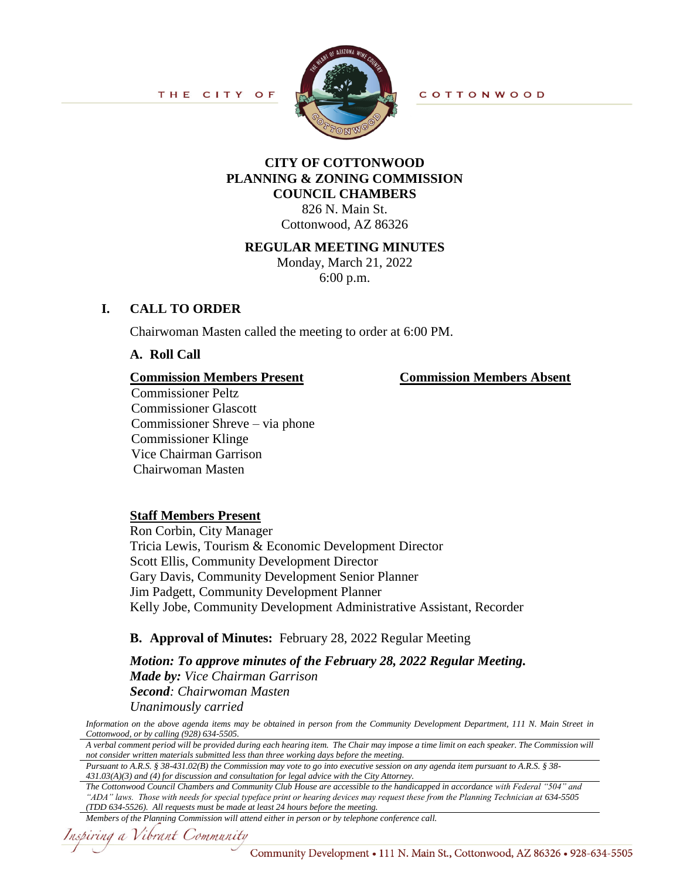THE CITY OF COTTONWOOD

# CITY OF COTTONWOOD
# PLANNING & ZONING COMMISSION
# COUNCIL CHAMBERS

826 N. Main St.
Cottonwood, AZ 86326

## REGULAR MEETING MINUTES

Monday, March 21, 2022
6:00 p.m.

## I. CALL TO ORDER

Chairwoman Masten called the meeting to order at 6:00 PM.

### A. Roll Call

| Commission Members Present | Commission Members Absent |
|---|---|
| Commissioner Peltz | |
| Commissioner Glascott | |
| Commissioner Shreve – via phone | |
| Commissioner Klinge | |
| Vice Chairman Garrison | |
| Chairwoman Masten | |

**Staff Members Present**

Ron Corbin, City Manager
Tricia Lewis, Tourism & Economic Development Director
Scott Ellis, Community Development Director
Gary Davis, Community Development Senior Planner
Jim Padgett, Community Development Planner
Kelly Jobe, Community Development Administrative Assistant, Recorder

### B. Approval of Minutes: February 28, 2022 Regular Meeting

***Motion: To approve minutes of the February 28, 2022 Regular Meeting.***
***Made by:*** *Vice Chairman Garrison*
***Second****: Chairwoman Masten*
*Unanimously carried*

*Information on the above agenda items may be obtained in person from the Community Development Department, 111 N. Main Street in Cottonwood, or by calling (928) 634-5505.*

*A verbal comment period will be provided during each hearing item. The Chair may impose a time limit on each speaker. The Commission will not consider written materials submitted less than three working days before the meeting.*

*Pursuant to A.R.S. § 38-431.02(B) the Commission may vote to go into executive session on any agenda item pursuant to A.R.S. § 38-431.03(A)(3) and (4) for discussion and consultation for legal advice with the City Attorney.*

*The Cottonwood Council Chambers and Community Club House are accessible to the handicapped in accordance with Federal "504" and "ADA" laws. Those with needs for special typeface print or hearing devices may request these from the Planning Technician at 634-5505 (TDD 634-5526). All requests must be made at least 24 hours before the meeting.*

*Members of the Planning Commission will attend either in person or by telephone conference call.*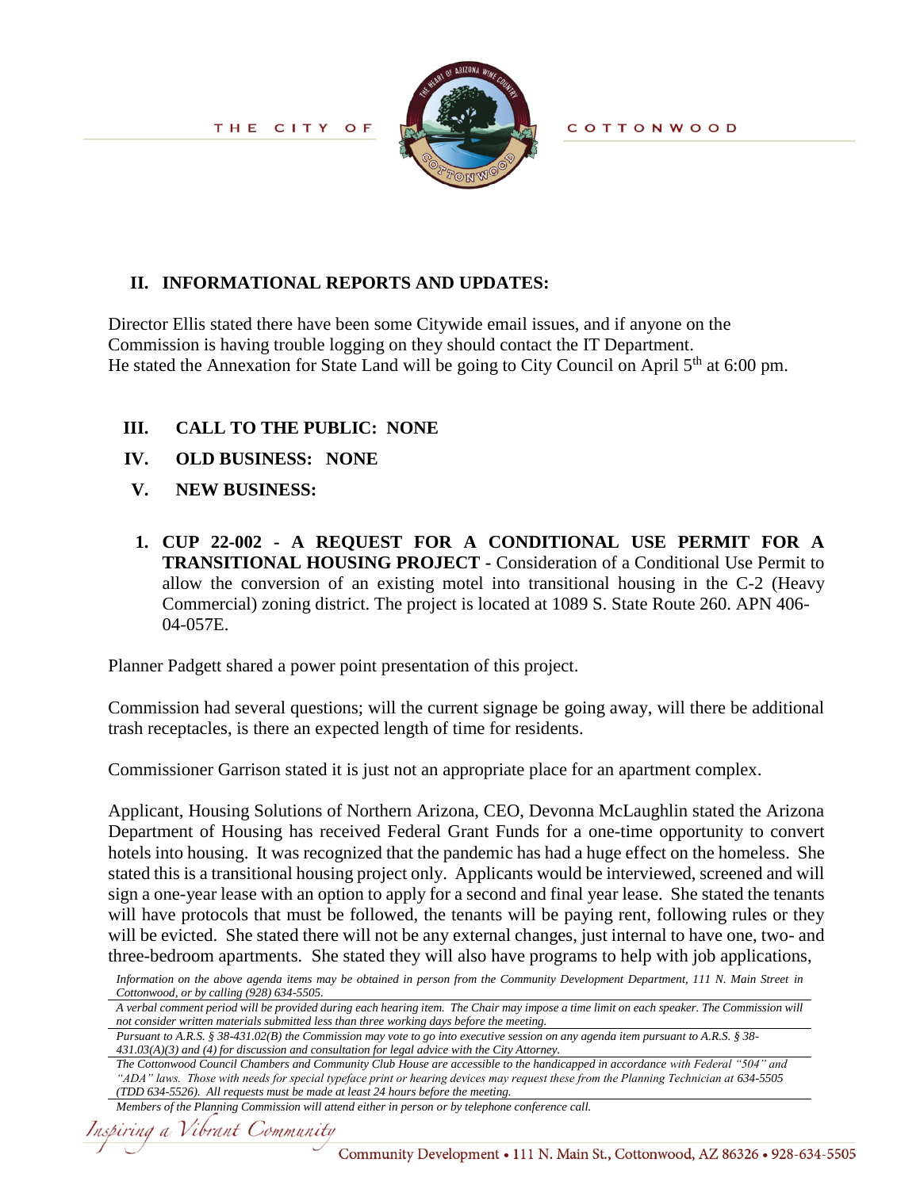## II. INFORMATIONAL REPORTS AND UPDATES:

Director Ellis stated there have been some Citywide email issues, and if anyone on the Commission is having trouble logging on they should contact the IT Department.
He stated the Annexation for State Land will be going to City Council on April 5th at 6:00 pm.

## III. CALL TO THE PUBLIC: NONE

## IV. OLD BUSINESS: NONE

## V. NEW BUSINESS:

1. **CUP 22-002 - A REQUEST FOR A CONDITIONAL USE PERMIT FOR A TRANSITIONAL HOUSING PROJECT -** Consideration of a Conditional Use Permit to allow the conversion of an existing motel into transitional housing in the C-2 (Heavy Commercial) zoning district. The project is located at 1089 S. State Route 260. APN 406-04-057E.

Planner Padgett shared a power point presentation of this project.

Commission had several questions; will the current signage be going away, will there be additional trash receptacles, is there an expected length of time for residents.

Commissioner Garrison stated it is just not an appropriate place for an apartment complex.

Applicant, Housing Solutions of Northern Arizona, CEO, Devonna McLaughlin stated the Arizona Department of Housing has received Federal Grant Funds for a one-time opportunity to convert hotels into housing. It was recognized that the pandemic has had a huge effect on the homeless. She stated this is a transitional housing project only. Applicants would be interviewed, screened and will sign a one-year lease with an option to apply for a second and final year lease. She stated the tenants will have protocols that must be followed, the tenants will be paying rent, following rules or they will be evicted. She stated there will not be any external changes, just internal to have one, two- and three-bedroom apartments. She stated they will also have programs to help with job applications,

*Information on the above agenda items may be obtained in person from the Community Development Department, 111 N. Main Street in Cottonwood, or by calling (928) 634-5505.*

*A verbal comment period will be provided during each hearing item. The Chair may impose a time limit on each speaker. The Commission will not consider written materials submitted less than three working days before the meeting.*

*Pursuant to A.R.S. § 38-431.02(B) the Commission may vote to go into executive session on any agenda item pursuant to A.R.S. § 38-431.03(A)(3) and (4) for discussion and consultation for legal advice with the City Attorney.*

*The Cottonwood Council Chambers and Community Club House are accessible to the handicapped in accordance with Federal "504" and "ADA" laws. Those with needs for special typeface print or hearing devices may request these from the Planning Technician at 634-5505 (TDD 634-5526). All requests must be made at least 24 hours before the meeting.*

*Members of the Planning Commission will attend either in person or by telephone conference call.*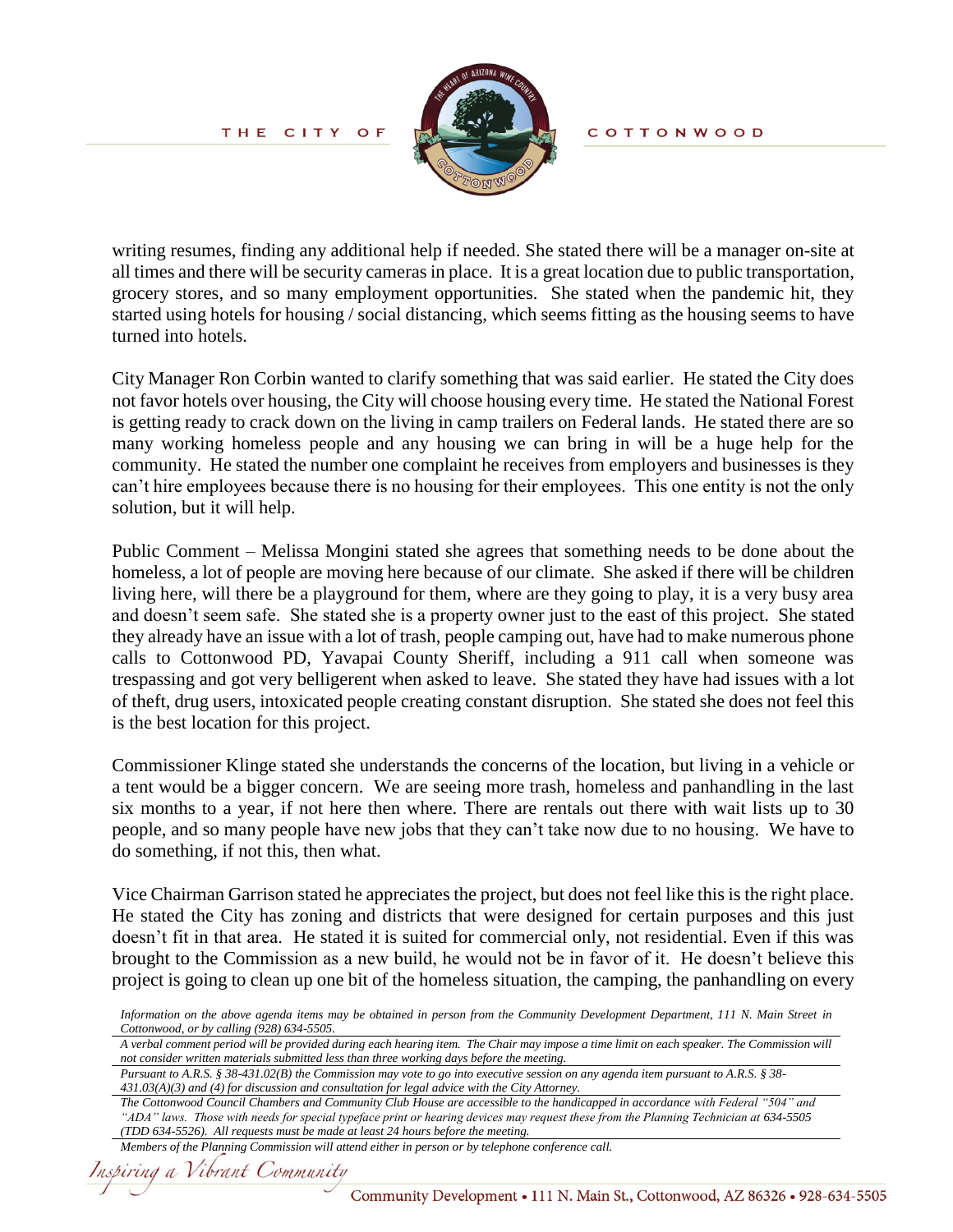writing resumes, finding any additional help if needed. She stated there will be a manager on-site at all times and there will be security cameras in place. It is a great location due to public transportation, grocery stores, and so many employment opportunities. She stated when the pandemic hit, they started using hotels for housing / social distancing, which seems fitting as the housing seems to have turned into hotels.

City Manager Ron Corbin wanted to clarify something that was said earlier. He stated the City does not favor hotels over housing, the City will choose housing every time. He stated the National Forest is getting ready to crack down on the living in camp trailers on Federal lands. He stated there are so many working homeless people and any housing we can bring in will be a huge help for the community. He stated the number one complaint he receives from employers and businesses is they can't hire employees because there is no housing for their employees. This one entity is not the only solution, but it will help.

Public Comment – Melissa Mongini stated she agrees that something needs to be done about the homeless, a lot of people are moving here because of our climate. She asked if there will be children living here, will there be a playground for them, where are they going to play, it is a very busy area and doesn't seem safe. She stated she is a property owner just to the east of this project. She stated they already have an issue with a lot of trash, people camping out, have had to make numerous phone calls to Cottonwood PD, Yavapai County Sheriff, including a 911 call when someone was trespassing and got very belligerent when asked to leave. She stated they have had issues with a lot of theft, drug users, intoxicated people creating constant disruption. She stated she does not feel this is the best location for this project.

Commissioner Klinge stated she understands the concerns of the location, but living in a vehicle or a tent would be a bigger concern. We are seeing more trash, homeless and panhandling in the last six months to a year, if not here then where. There are rentals out there with wait lists up to 30 people, and so many people have new jobs that they can't take now due to no housing. We have to do something, if not this, then what.

Vice Chairman Garrison stated he appreciates the project, but does not feel like this is the right place. He stated the City has zoning and districts that were designed for certain purposes and this just doesn't fit in that area. He stated it is suited for commercial only, not residential. Even if this was brought to the Commission as a new build, he would not be in favor of it. He doesn't believe this project is going to clean up one bit of the homeless situation, the camping, the panhandling on every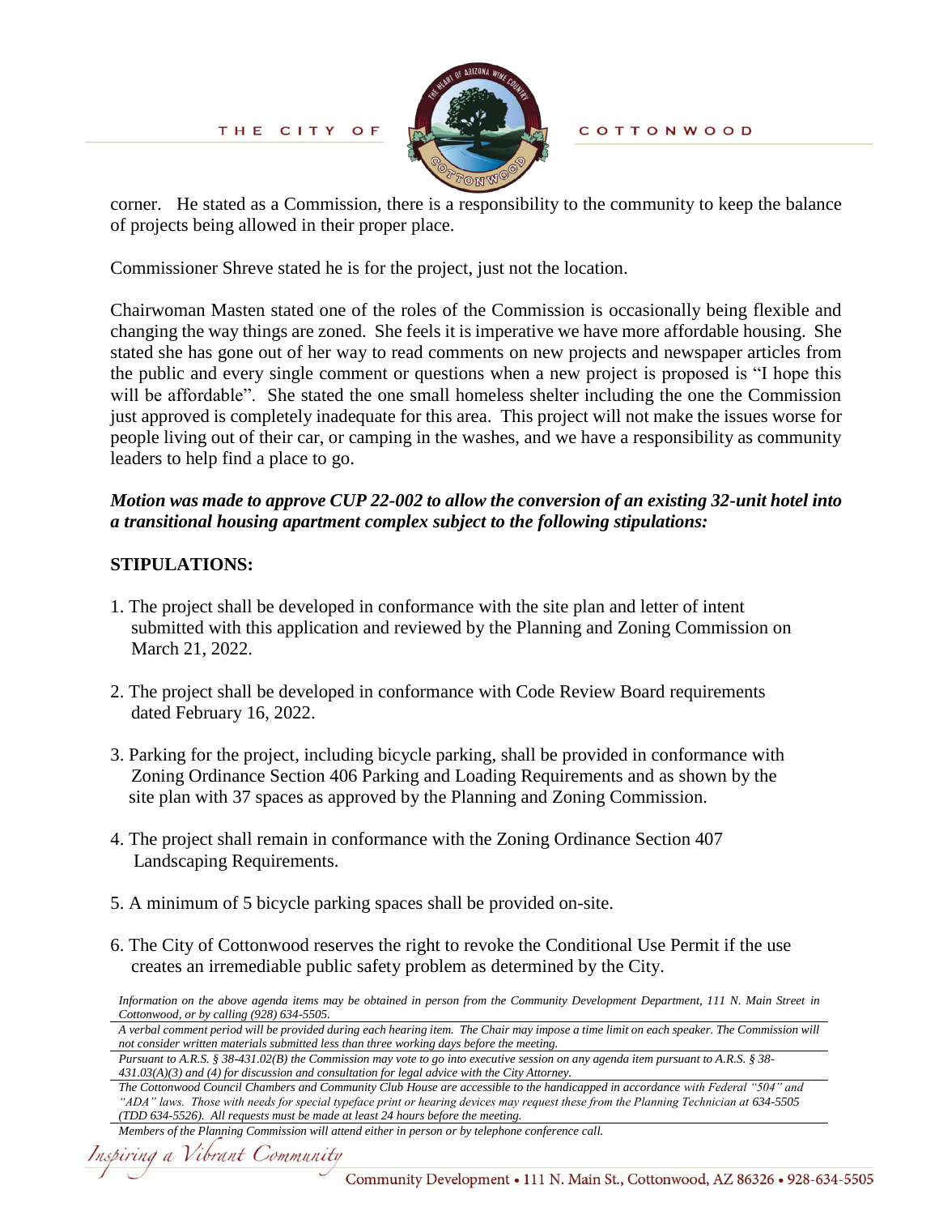corner. He stated as a Commission, there is a responsibility to the community to keep the balance of projects being allowed in their proper place.

Commissioner Shreve stated he is for the project, just not the location.

Chairwoman Masten stated one of the roles of the Commission is occasionally being flexible and changing the way things are zoned. She feels it is imperative we have more affordable housing. She stated she has gone out of her way to read comments on new projects and newspaper articles from the public and every single comment or questions when a new project is proposed is "I hope this will be affordable". She stated the one small homeless shelter including the one the Commission just approved is completely inadequate for this area. This project will not make the issues worse for people living out of their car, or camping in the washes, and we have a responsibility as community leaders to help find a place to go.

***Motion was made to approve CUP 22-002 to allow the conversion of an existing 32-unit hotel into a transitional housing apartment complex subject to the following stipulations:***

**STIPULATIONS:**

1. The project shall be developed in conformance with the site plan and letter of intent submitted with this application and reviewed by the Planning and Zoning Commission on March 21, 2022.

2. The project shall be developed in conformance with Code Review Board requirements dated February 16, 2022.

3. Parking for the project, including bicycle parking, shall be provided in conformance with Zoning Ordinance Section 406 Parking and Loading Requirements and as shown by the site plan with 37 spaces as approved by the Planning and Zoning Commission.

4. The project shall remain in conformance with the Zoning Ordinance Section 407 Landscaping Requirements.

5. A minimum of 5 bicycle parking spaces shall be provided on-site.

6. The City of Cottonwood reserves the right to revoke the Conditional Use Permit if the use creates an irremediable public safety problem as determined by the City.

*Information on the above agenda items may be obtained in person from the Community Development Department, 111 N. Main Street in Cottonwood, or by calling (928) 634-5505.*

*A verbal comment period will be provided during each hearing item. The Chair may impose a time limit on each speaker. The Commission will not consider written materials submitted less than three working days before the meeting.*

*Pursuant to A.R.S. § 38-431.02(B) the Commission may vote to go into executive session on any agenda item pursuant to A.R.S. § 38-431.03(A)(3) and (4) for discussion and consultation for legal advice with the City Attorney.*

*The Cottonwood Council Chambers and Community Club House are accessible to the handicapped in accordance with Federal "504" and "ADA" laws. Those with needs for special typeface print or hearing devices may request these from the Planning Technician at 634-5505 (TDD 634-5526). All requests must be made at least 24 hours before the meeting.*

*Members of the Planning Commission will attend either in person or by telephone conference call.*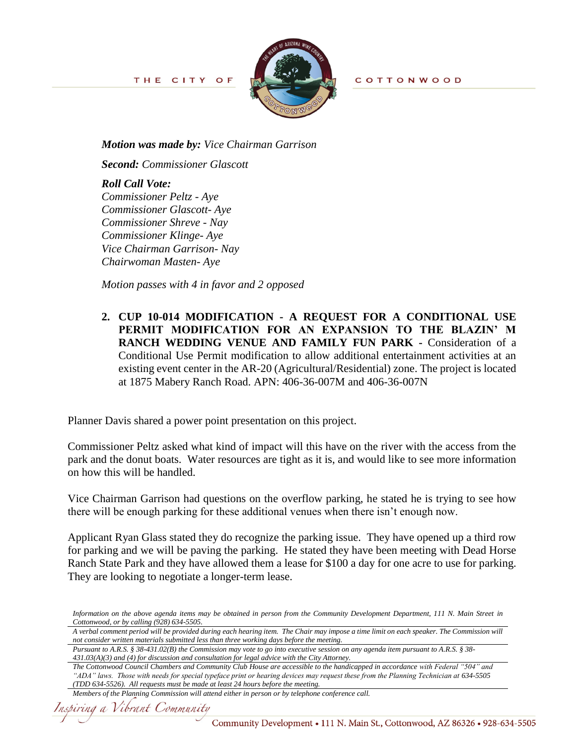***Motion was made by:*** *Vice Chairman Garrison*

***Second:*** *Commissioner Glascott*

***Roll Call Vote:***
*Commissioner Peltz - Aye*
*Commissioner Glascott- Aye*
*Commissioner Shreve - Nay*
*Commissioner Klinge- Aye*
*Vice Chairman Garrison- Nay*
*Chairwoman Masten- Aye*

*Motion passes with 4 in favor and 2 opposed*

2. **CUP 10-014 MODIFICATION - A REQUEST FOR A CONDITIONAL USE PERMIT MODIFICATION FOR AN EXPANSION TO THE BLAZIN' M RANCH WEDDING VENUE AND FAMILY FUN PARK -** Consideration of a Conditional Use Permit modification to allow additional entertainment activities at an existing event center in the AR-20 (Agricultural/Residential) zone. The project is located at 1875 Mabery Ranch Road. APN: 406-36-007M and 406-36-007N

Planner Davis shared a power point presentation on this project.

Commissioner Peltz asked what kind of impact will this have on the river with the access from the park and the donut boats. Water resources are tight as it is, and would like to see more information on how this will be handled.

Vice Chairman Garrison had questions on the overflow parking, he stated he is trying to see how there will be enough parking for these additional venues when there isn't enough now.

Applicant Ryan Glass stated they do recognize the parking issue. They have opened up a third row for parking and we will be paving the parking. He stated they have been meeting with Dead Horse Ranch State Park and they have allowed them a lease for $100 a day for one acre to use for parking. They are looking to negotiate a longer-term lease.

*Information on the above agenda items may be obtained in person from the Community Development Department, 111 N. Main Street in Cottonwood, or by calling (928) 634-5505.*

*A verbal comment period will be provided during each hearing item. The Chair may impose a time limit on each speaker. The Commission will not consider written materials submitted less than three working days before the meeting.*

*Pursuant to A.R.S. § 38-431.02(B) the Commission may vote to go into executive session on any agenda item pursuant to A.R.S. § 38-431.03(A)(3) and (4) for discussion and consultation for legal advice with the City Attorney.*

*The Cottonwood Council Chambers and Community Club House are accessible to the handicapped in accordance with Federal "504" and "ADA" laws. Those with needs for special typeface print or hearing devices may request these from the Planning Technician at 634-5505 (TDD 634-5526). All requests must be made at least 24 hours before the meeting.*

*Members of the Planning Commission will attend either in person or by telephone conference call.*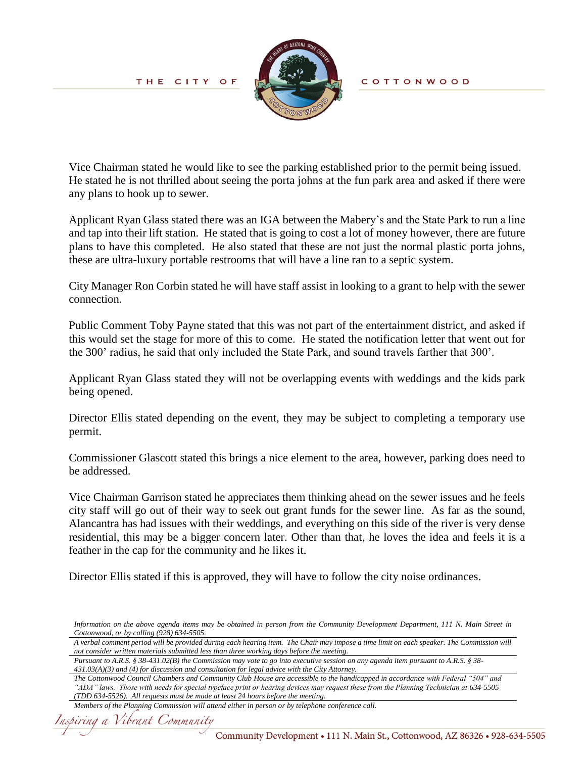Vice Chairman stated he would like to see the parking established prior to the permit being issued. He stated he is not thrilled about seeing the porta johns at the fun park area and asked if there were any plans to hook up to sewer.

Applicant Ryan Glass stated there was an IGA between the Mabery's and the State Park to run a line and tap into their lift station. He stated that is going to cost a lot of money however, there are future plans to have this completed. He also stated that these are not just the normal plastic porta johns, these are ultra-luxury portable restrooms that will have a line ran to a septic system.

City Manager Ron Corbin stated he will have staff assist in looking to a grant to help with the sewer connection.

Public Comment Toby Payne stated that this was not part of the entertainment district, and asked if this would set the stage for more of this to come. He stated the notification letter that went out for the 300' radius, he said that only included the State Park, and sound travels farther that 300'.

Applicant Ryan Glass stated they will not be overlapping events with weddings and the kids park being opened.

Director Ellis stated depending on the event, they may be subject to completing a temporary use permit.

Commissioner Glascott stated this brings a nice element to the area, however, parking does need to be addressed.

Vice Chairman Garrison stated he appreciates them thinking ahead on the sewer issues and he feels city staff will go out of their way to seek out grant funds for the sewer line. As far as the sound, Alancantra has had issues with their weddings, and everything on this side of the river is very dense residential, this may be a bigger concern later. Other than that, he loves the idea and feels it is a feather in the cap for the community and he likes it.

Director Ellis stated if this is approved, they will have to follow the city noise ordinances.

*Information on the above agenda items may be obtained in person from the Community Development Department, 111 N. Main Street in Cottonwood, or by calling (928) 634-5505.*

*A verbal comment period will be provided during each hearing item. The Chair may impose a time limit on each speaker. The Commission will not consider written materials submitted less than three working days before the meeting.*

*Pursuant to A.R.S. § 38-431.02(B) the Commission may vote to go into executive session on any agenda item pursuant to A.R.S. § 38-431.03(A)(3) and (4) for discussion and consultation for legal advice with the City Attorney.*

*The Cottonwood Council Chambers and Community Club House are accessible to the handicapped in accordance with Federal "504" and "ADA" laws. Those with needs for special typeface print or hearing devices may request these from the Planning Technician at 634-5505 (TDD 634-5526). All requests must be made at least 24 hours before the meeting.*

*Members of the Planning Commission will attend either in person or by telephone conference call.*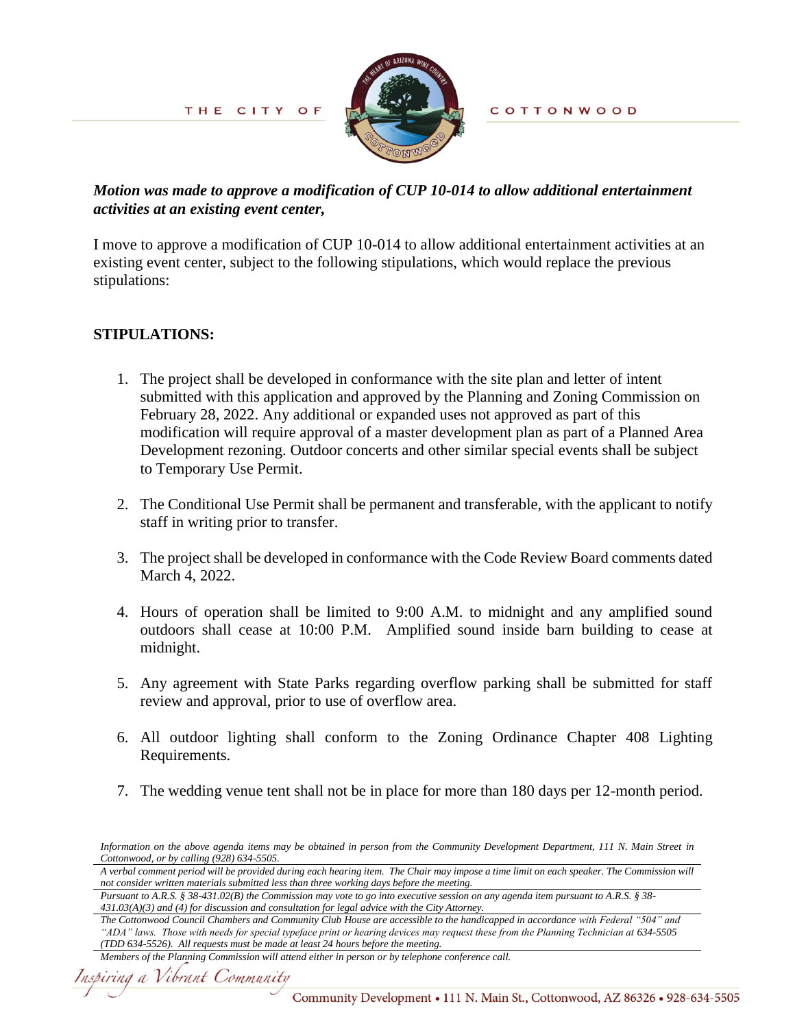*Motion was made to approve a modification of CUP 10-014 to allow additional entertainment activities at an existing event center,*

I move to approve a modification of CUP 10-014 to allow additional entertainment activities at an existing event center, subject to the following stipulations, which would replace the previous stipulations:

**STIPULATIONS:**

1. The project shall be developed in conformance with the site plan and letter of intent submitted with this application and approved by the Planning and Zoning Commission on February 28, 2022. Any additional or expanded uses not approved as part of this modification will require approval of a master development plan as part of a Planned Area Development rezoning. Outdoor concerts and other similar special events shall be subject to Temporary Use Permit.

2. The Conditional Use Permit shall be permanent and transferable, with the applicant to notify staff in writing prior to transfer.

3. The project shall be developed in conformance with the Code Review Board comments dated March 4, 2022.

4. Hours of operation shall be limited to 9:00 A.M. to midnight and any amplified sound outdoors shall cease at 10:00 P.M. Amplified sound inside barn building to cease at midnight.

5. Any agreement with State Parks regarding overflow parking shall be submitted for staff review and approval, prior to use of overflow area.

6. All outdoor lighting shall conform to the Zoning Ordinance Chapter 408 Lighting Requirements.

7. The wedding venue tent shall not be in place for more than 180 days per 12-month period.

*Information on the above agenda items may be obtained in person from the Community Development Department, 111 N. Main Street in Cottonwood, or by calling (928) 634-5505.*

*A verbal comment period will be provided during each hearing item. The Chair may impose a time limit on each speaker. The Commission will not consider written materials submitted less than three working days before the meeting.*

*Pursuant to A.R.S. § 38-431.02(B) the Commission may vote to go into executive session on any agenda item pursuant to A.R.S. § 38-431.03(A)(3) and (4) for discussion and consultation for legal advice with the City Attorney.*

*The Cottonwood Council Chambers and Community Club House are accessible to the handicapped in accordance with Federal "504" and "ADA" laws. Those with needs for special typeface print or hearing devices may request these from the Planning Technician at 634-5505 (TDD 634-5526). All requests must be made at least 24 hours before the meeting.*

*Members of the Planning Commission will attend either in person or by telephone conference call.*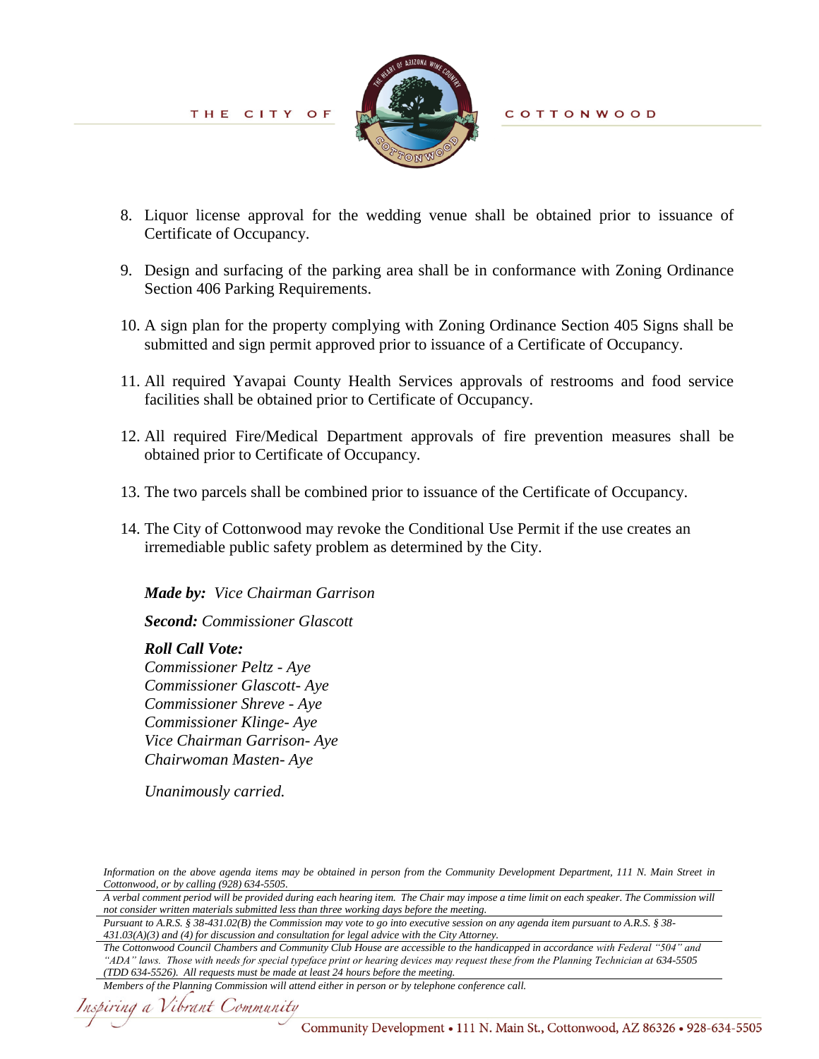8. Liquor license approval for the wedding venue shall be obtained prior to issuance of Certificate of Occupancy.

9. Design and surfacing of the parking area shall be in conformance with Zoning Ordinance Section 406 Parking Requirements.

10. A sign plan for the property complying with Zoning Ordinance Section 405 Signs shall be submitted and sign permit approved prior to issuance of a Certificate of Occupancy.

11. All required Yavapai County Health Services approvals of restrooms and food service facilities shall be obtained prior to Certificate of Occupancy.

12. All required Fire/Medical Department approvals of fire prevention measures shall be obtained prior to Certificate of Occupancy.

13. The two parcels shall be combined prior to issuance of the Certificate of Occupancy.

14. The City of Cottonwood may revoke the Conditional Use Permit if the use creates an irremediable public safety problem as determined by the City.

***Made by:*** *Vice Chairman Garrison*

***Second:*** *Commissioner Glascott*

***Roll Call Vote:***
*Commissioner Peltz - Aye*
*Commissioner Glascott- Aye*
*Commissioner Shreve - Aye*
*Commissioner Klinge- Aye*
*Vice Chairman Garrison- Aye*
*Chairwoman Masten- Aye*

*Unanimously carried.*

*Information on the above agenda items may be obtained in person from the Community Development Department, 111 N. Main Street in Cottonwood, or by calling (928) 634-5505.*

*A verbal comment period will be provided during each hearing item. The Chair may impose a time limit on each speaker. The Commission will not consider written materials submitted less than three working days before the meeting.*

*Pursuant to A.R.S. § 38-431.02(B) the Commission may vote to go into executive session on any agenda item pursuant to A.R.S. § 38-431.03(A)(3) and (4) for discussion and consultation for legal advice with the City Attorney.*

*The Cottonwood Council Chambers and Community Club House are accessible to the handicapped in accordance with Federal "504" and "ADA" laws. Those with needs for special typeface print or hearing devices may request these from the Planning Technician at 634-5505 (TDD 634-5526). All requests must be made at least 24 hours before the meeting.*

*Members of the Planning Commission will attend either in person or by telephone conference call.*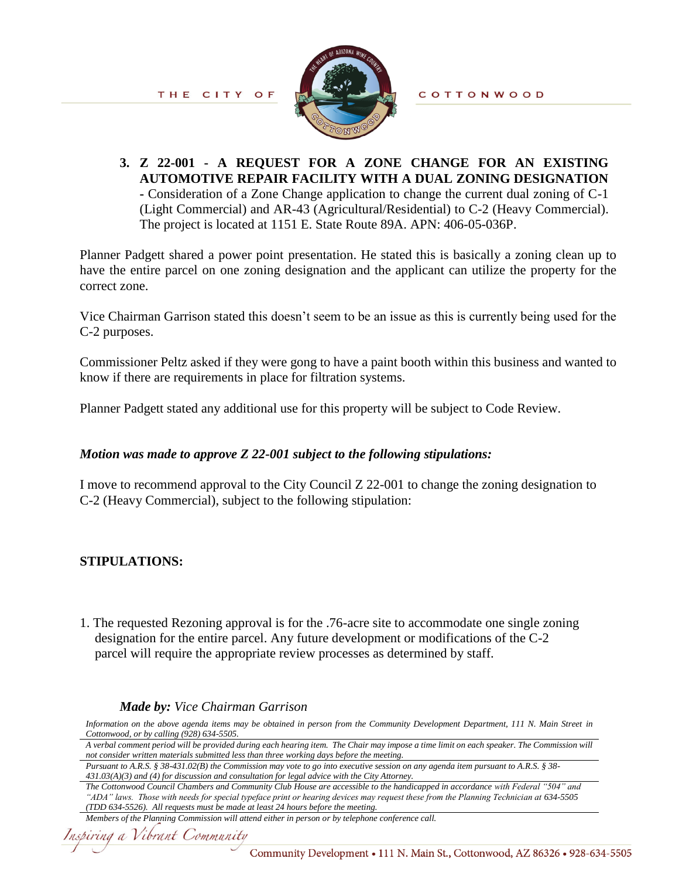3. **Z 22-001 - A REQUEST FOR A ZONE CHANGE FOR AN EXISTING AUTOMOTIVE REPAIR FACILITY WITH A DUAL ZONING DESIGNATION** - Consideration of a Zone Change application to change the current dual zoning of C-1 (Light Commercial) and AR-43 (Agricultural/Residential) to C-2 (Heavy Commercial). The project is located at 1151 E. State Route 89A. APN: 406-05-036P.

Planner Padgett shared a power point presentation. He stated this is basically a zoning clean up to have the entire parcel on one zoning designation and the applicant can utilize the property for the correct zone.

Vice Chairman Garrison stated this doesn't seem to be an issue as this is currently being used for the C-2 purposes.

Commissioner Peltz asked if they were gong to have a paint booth within this business and wanted to know if there are requirements in place for filtration systems.

Planner Padgett stated any additional use for this property will be subject to Code Review.

***Motion was made to approve Z 22-001 subject to the following stipulations:***

I move to recommend approval to the City Council Z 22-001 to change the zoning designation to C-2 (Heavy Commercial), subject to the following stipulation:

**STIPULATIONS:**

1. The requested Rezoning approval is for the .76-acre site to accommodate one single zoning designation for the entire parcel. Any future development or modifications of the C-2 parcel will require the appropriate review processes as determined by staff.

***Made by:*** *Vice Chairman Garrison*

*Information on the above agenda items may be obtained in person from the Community Development Department, 111 N. Main Street in Cottonwood, or by calling (928) 634-5505.*

*A verbal comment period will be provided during each hearing item. The Chair may impose a time limit on each speaker. The Commission will not consider written materials submitted less than three working days before the meeting.*

*Pursuant to A.R.S. § 38-431.02(B) the Commission may vote to go into executive session on any agenda item pursuant to A.R.S. § 38-431.03(A)(3) and (4) for discussion and consultation for legal advice with the City Attorney.*

*The Cottonwood Council Chambers and Community Club House are accessible to the handicapped in accordance with Federal "504" and "ADA" laws. Those with needs for special typeface print or hearing devices may request these from the Planning Technician at 634-5505 (TDD 634-5526). All requests must be made at least 24 hours before the meeting.*

*Members of the Planning Commission will attend either in person or by telephone conference call.*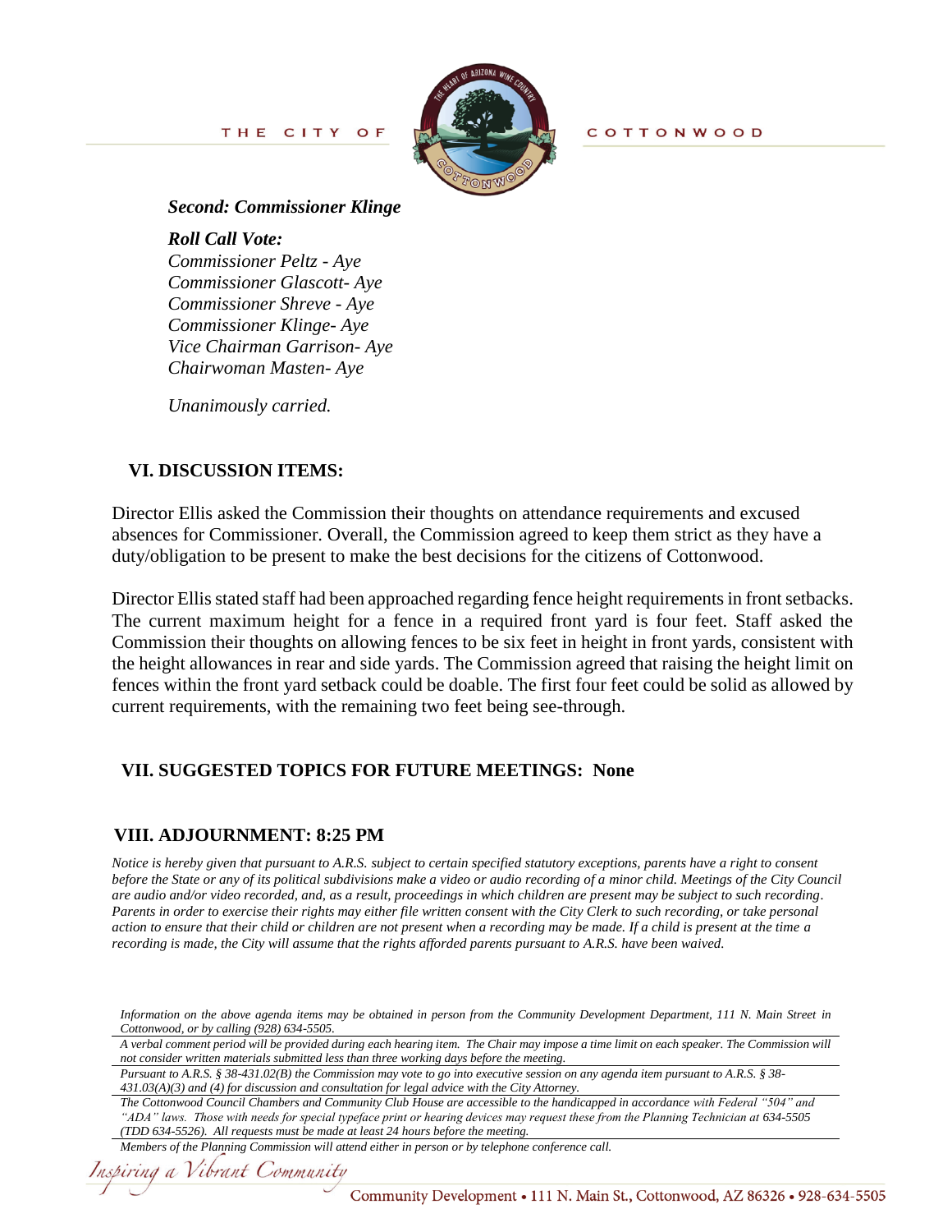*Second: Commissioner Klinge*

***Roll Call Vote:***
*Commissioner Peltz - Aye*
*Commissioner Glascott- Aye*
*Commissioner Shreve - Aye*
*Commissioner Klinge- Aye*
*Vice Chairman Garrison- Aye*
*Chairwoman Masten- Aye*

*Unanimously carried.*

## VI. DISCUSSION ITEMS:

Director Ellis asked the Commission their thoughts on attendance requirements and excused absences for Commissioner. Overall, the Commission agreed to keep them strict as they have a duty/obligation to be present to make the best decisions for the citizens of Cottonwood.

Director Ellis stated staff had been approached regarding fence height requirements in front setbacks. The current maximum height for a fence in a required front yard is four feet. Staff asked the Commission their thoughts on allowing fences to be six feet in height in front yards, consistent with the height allowances in rear and side yards. The Commission agreed that raising the height limit on fences within the front yard setback could be doable. The first four feet could be solid as allowed by current requirements, with the remaining two feet being see-through.

## VII. SUGGESTED TOPICS FOR FUTURE MEETINGS: None

## VIII. ADJOURNMENT: 8:25 PM

*Notice is hereby given that pursuant to A.R.S. subject to certain specified statutory exceptions, parents have a right to consent before the State or any of its political subdivisions make a video or audio recording of a minor child. Meetings of the City Council are audio and/or video recorded, and, as a result, proceedings in which children are present may be subject to such recording. Parents in order to exercise their rights may either file written consent with the City Clerk to such recording, or take personal action to ensure that their child or children are not present when a recording may be made. If a child is present at the time a recording is made, the City will assume that the rights afforded parents pursuant to A.R.S. have been waived.*

*Information on the above agenda items may be obtained in person from the Community Development Department, 111 N. Main Street in Cottonwood, or by calling (928) 634-5505.*

*A verbal comment period will be provided during each hearing item. The Chair may impose a time limit on each speaker. The Commission will not consider written materials submitted less than three working days before the meeting.*

*Pursuant to A.R.S. § 38-431.02(B) the Commission may vote to go into executive session on any agenda item pursuant to A.R.S. § 38-431.03(A)(3) and (4) for discussion and consultation for legal advice with the City Attorney.*

*The Cottonwood Council Chambers and Community Club House are accessible to the handicapped in accordance with Federal "504" and "ADA" laws. Those with needs for special typeface print or hearing devices may request these from the Planning Technician at 634-5505 (TDD 634-5526). All requests must be made at least 24 hours before the meeting.*

*Members of the Planning Commission will attend either in person or by telephone conference call.*